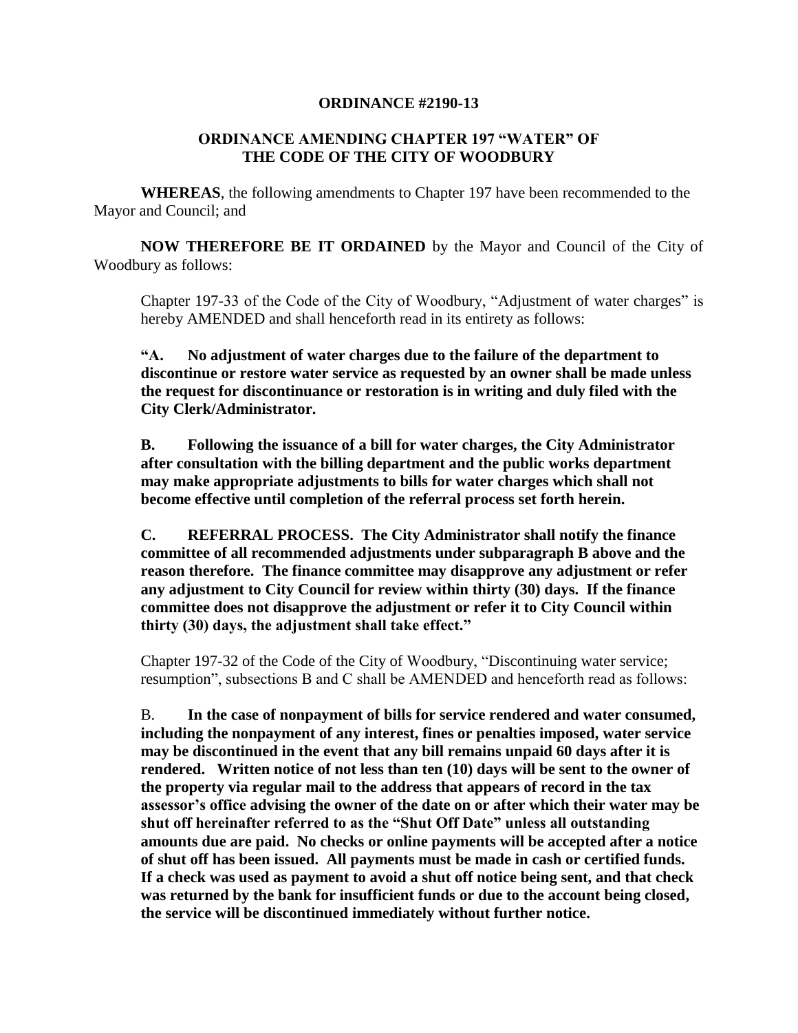# ORDINANCE #2190-13

## ORDINANCE AMENDING CHAPTER 197 "WATER" OF THE CODE OF THE CITY OF WOODBURY

**WHEREAS**, the following amendments to Chapter 197 have been recommended to the Mayor and Council; and

**NOW THEREFORE BE IT ORDAINED** by the Mayor and Council of the City of Woodbury as follows:

Chapter 197-33 of the Code of the City of Woodbury, "Adjustment of water charges" is hereby AMENDED and shall henceforth read in its entirety as follows:

**"A. No adjustment of water charges due to the failure of the department to discontinue or restore water service as requested by an owner shall be made unless the request for discontinuance or restoration is in writing and duly filed with the City Clerk/Administrator.**

**B. Following the issuance of a bill for water charges, the City Administrator after consultation with the billing department and the public works department may make appropriate adjustments to bills for water charges which shall not become effective until completion of the referral process set forth herein.**

**C. REFERRAL PROCESS. The City Administrator shall notify the finance committee of all recommended adjustments under subparagraph B above and the reason therefore. The finance committee may disapprove any adjustment or refer any adjustment to City Council for review within thirty (30) days. If the finance committee does not disapprove the adjustment or refer it to City Council within thirty (30) days, the adjustment shall take effect."**

Chapter 197-32 of the Code of the City of Woodbury, "Discontinuing water service; resumption", subsections B and C shall be AMENDED and henceforth read as follows:

B. **In the case of nonpayment of bills for service rendered and water consumed, including the nonpayment of any interest, fines or penalties imposed, water service may be discontinued in the event that any bill remains unpaid 60 days after it is rendered. Written notice of not less than ten (10) days will be sent to the owner of the property via regular mail to the address that appears of record in the tax assessor's office advising the owner of the date on or after which their water may be shut off hereinafter referred to as the "Shut Off Date" unless all outstanding amounts due are paid. No checks or online payments will be accepted after a notice of shut off has been issued. All payments must be made in cash or certified funds. If a check was used as payment to avoid a shut off notice being sent, and that check was returned by the bank for insufficient funds or due to the account being closed, the service will be discontinued immediately without further notice.**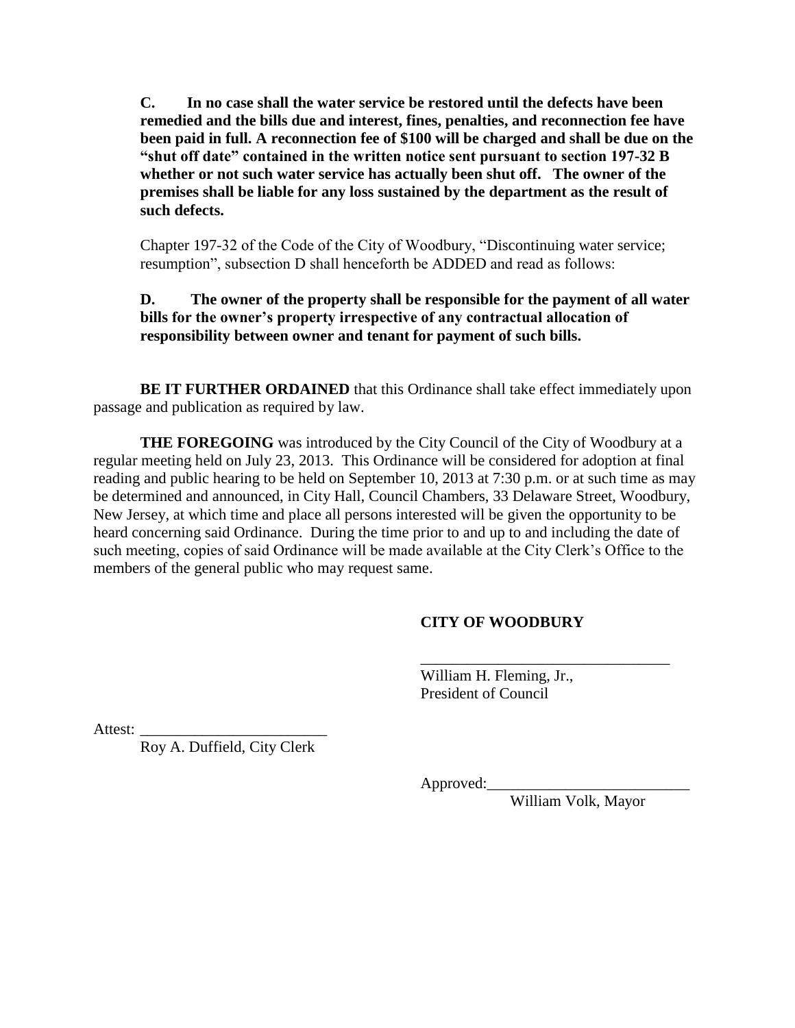**C. In no case shall the water service be restored until the defects have been remedied and the bills due and interest, fines, penalties, and reconnection fee have been paid in full. A reconnection fee of $100 will be charged and shall be due on the "shut off date" contained in the written notice sent pursuant to section 197-32 B whether or not such water service has actually been shut off. The owner of the premises shall be liable for any loss sustained by the department as the result of such defects.**

Chapter 197-32 of the Code of the City of Woodbury, "Discontinuing water service; resumption", subsection D shall henceforth be ADDED and read as follows:

**D. The owner of the property shall be responsible for the payment of all water bills for the owner's property irrespective of any contractual allocation of responsibility between owner and tenant for payment of such bills.**

**BE IT FURTHER ORDAINED** that this Ordinance shall take effect immediately upon passage and publication as required by law.

**THE FOREGOING** was introduced by the City Council of the City of Woodbury at a regular meeting held on July 23, 2013. This Ordinance will be considered for adoption at final reading and public hearing to be held on September 10, 2013 at 7:30 p.m. or at such time as may be determined and announced, in City Hall, Council Chambers, 33 Delaware Street, Woodbury, New Jersey, at which time and place all persons interested will be given the opportunity to be heard concerning said Ordinance. During the time prior to and up to and including the date of such meeting, copies of said Ordinance will be made available at the City Clerk's Office to the members of the general public who may request same.

**CITY OF WOODBURY**

_________________________________
William H. Fleming, Jr.,
President of Council

Attest: ________________________
Roy A. Duffield, City Clerk

Approved:__________________________
William Volk, Mayor